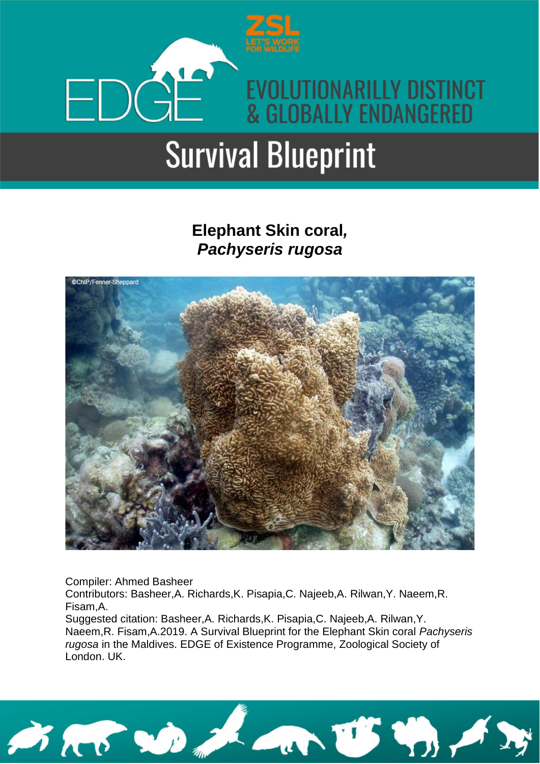ZSL LET'S WORK FOR WILDLIFE

EDGE

EVOLUTIONARILLY DISTINCT & GLOBALLY ENDANGERED

# Survival Blueprint

## Elephant Skin coral, *Pachyseris rugosa*

Compiler: Ahmed Basheer
Contributors: Basheer,A. Richards,K. Pisapia,C. Najeeb,A. Rilwan,Y. Naeem,R. Fisam,A.
Suggested citation: Basheer,A. Richards,K. Pisapia,C. Najeeb,A. Rilwan,Y. Naeem,R. Fisam,A.2019. A Survival Blueprint for the Elephant Skin coral *Pachyseris rugosa* in the Maldives. EDGE of Existence Programme, Zoological Society of London. UK.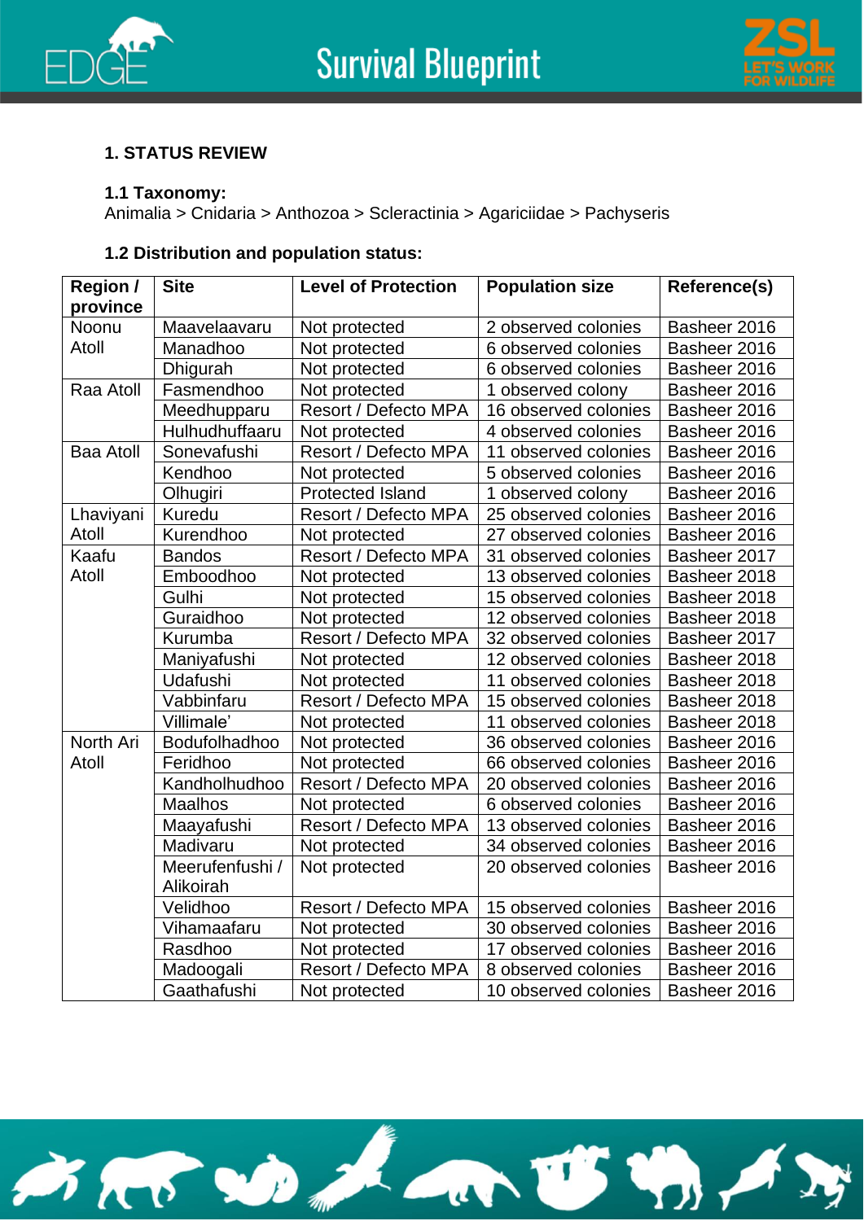## 1. STATUS REVIEW

### 1.1 Taxonomy:

Animalia > Cnidaria > Anthozoa > Scleractinia > Agariciidae > Pachyseris

### 1.2 Distribution and population status:

| Region / province | Site | Level of Protection | Population size | Reference(s) |
|---|---|---|---|---|
| Noonu Atoll | Maavelaavaru | Not protected | 2 observed colonies | Basheer 2016 |
| | Manadhoo | Not protected | 6 observed colonies | Basheer 2016 |
| | Dhigurah | Not protected | 6 observed colonies | Basheer 2016 |
| Raa Atoll | Fasmendhoo | Not protected | 1 observed colony | Basheer 2016 |
| | Meedhupparu | Resort / Defecto MPA | 16 observed colonies | Basheer 2016 |
| | Hulhudhuffaaru | Not protected | 4 observed colonies | Basheer 2016 |
| Baa Atoll | Sonevafushi | Resort / Defecto MPA | 11 observed colonies | Basheer 2016 |
| | Kendhoo | Not protected | 5 observed colonies | Basheer 2016 |
| | Olhugiri | Protected Island | 1 observed colony | Basheer 2016 |
| Lhaviyani Atoll | Kuredu | Resort / Defecto MPA | 25 observed colonies | Basheer 2016 |
| | Kurendhoo | Not protected | 27 observed colonies | Basheer 2016 |
| Kaafu Atoll | Bandos | Resort / Defecto MPA | 31 observed colonies | Basheer 2017 |
| | Emboodhoo | Not protected | 13 observed colonies | Basheer 2018 |
| | Gulhi | Not protected | 15 observed colonies | Basheer 2018 |
| | Guraidhoo | Not protected | 12 observed colonies | Basheer 2018 |
| | Kurumba | Resort / Defecto MPA | 32 observed colonies | Basheer 2017 |
| | Maniyafushi | Not protected | 12 observed colonies | Basheer 2018 |
| | Udafushi | Not protected | 11 observed colonies | Basheer 2018 |
| | Vabbinfaru | Resort / Defecto MPA | 15 observed colonies | Basheer 2018 |
| | Villimale' | Not protected | 11 observed colonies | Basheer 2018 |
| North Ari Atoll | Bodufolhadhoo | Not protected | 36 observed colonies | Basheer 2016 |
| | Feridhoo | Not protected | 66 observed colonies | Basheer 2016 |
| | Kandholhudhoo | Resort / Defecto MPA | 20 observed colonies | Basheer 2016 |
| | Maalhos | Not protected | 6 observed colonies | Basheer 2016 |
| | Maayafushi | Resort / Defecto MPA | 13 observed colonies | Basheer 2016 |
| | Madivaru | Not protected | 34 observed colonies | Basheer 2016 |
| | Meerufenfushi / Alikoirah | Not protected | 20 observed colonies | Basheer 2016 |
| | Velidhoo | Resort / Defecto MPA | 15 observed colonies | Basheer 2016 |
| | Vihamaafaru | Not protected | 30 observed colonies | Basheer 2016 |
| | Rasdhoo | Not protected | 17 observed colonies | Basheer 2016 |
| | Madoogali | Resort / Defecto MPA | 8 observed colonies | Basheer 2016 |
| | Gaathafushi | Not protected | 10 observed colonies | Basheer 2016 |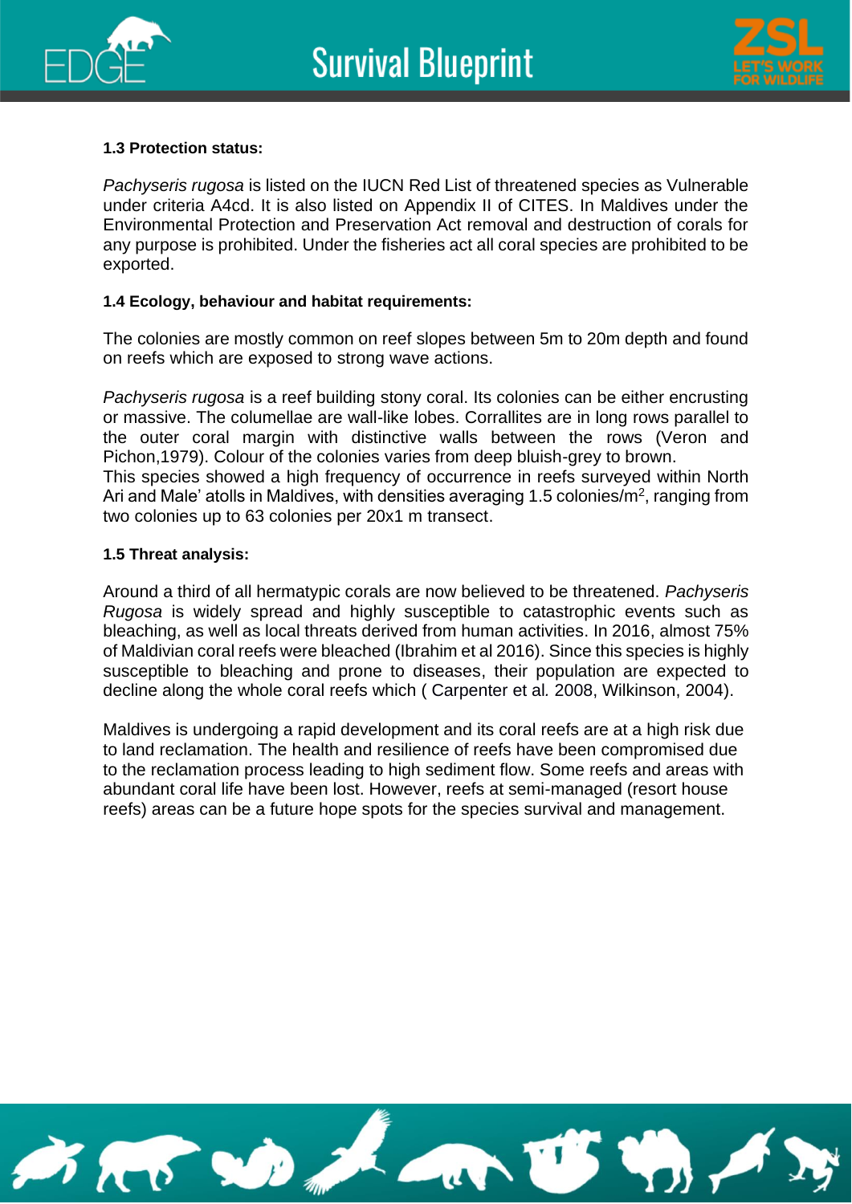**1.3 Protection status:**

*Pachyseris rugosa* is listed on the IUCN Red List of threatened species as Vulnerable under criteria A4cd. It is also listed on Appendix II of CITES. In Maldives under the Environmental Protection and Preservation Act removal and destruction of corals for any purpose is prohibited. Under the fisheries act all coral species are prohibited to be exported.

**1.4 Ecology, behaviour and habitat requirements:**

The colonies are mostly common on reef slopes between 5m to 20m depth and found on reefs which are exposed to strong wave actions.

*Pachyseris rugosa* is a reef building stony coral. Its colonies can be either encrusting or massive. The columellae are wall-like lobes. Corrallites are in long rows parallel to the outer coral margin with distinctive walls between the rows (Veron and Pichon,1979). Colour of the colonies varies from deep bluish-grey to brown.
This species showed a high frequency of occurrence in reefs surveyed within North Ari and Male' atolls in Maldives, with densities averaging 1.5 colonies/$m^2$, ranging from two colonies up to 63 colonies per 20x1 m transect.

**1.5 Threat analysis:**

Around a third of all hermatypic corals are now believed to be threatened. *Pachyseris Rugosa* is widely spread and highly susceptible to catastrophic events such as bleaching, as well as local threats derived from human activities. In 2016, almost 75% of Maldivian coral reefs were bleached (Ibrahim et al 2016). Since this species is highly susceptible to bleaching and prone to diseases, their population are expected to decline along the whole coral reefs which ( Carpenter et al. 2008, Wilkinson, 2004).

Maldives is undergoing a rapid development and its coral reefs are at a high risk due to land reclamation. The health and resilience of reefs have been compromised due to the reclamation process leading to high sediment flow. Some reefs and areas with abundant coral life have been lost. However, reefs at semi-managed (resort house reefs) areas can be a future hope spots for the species survival and management.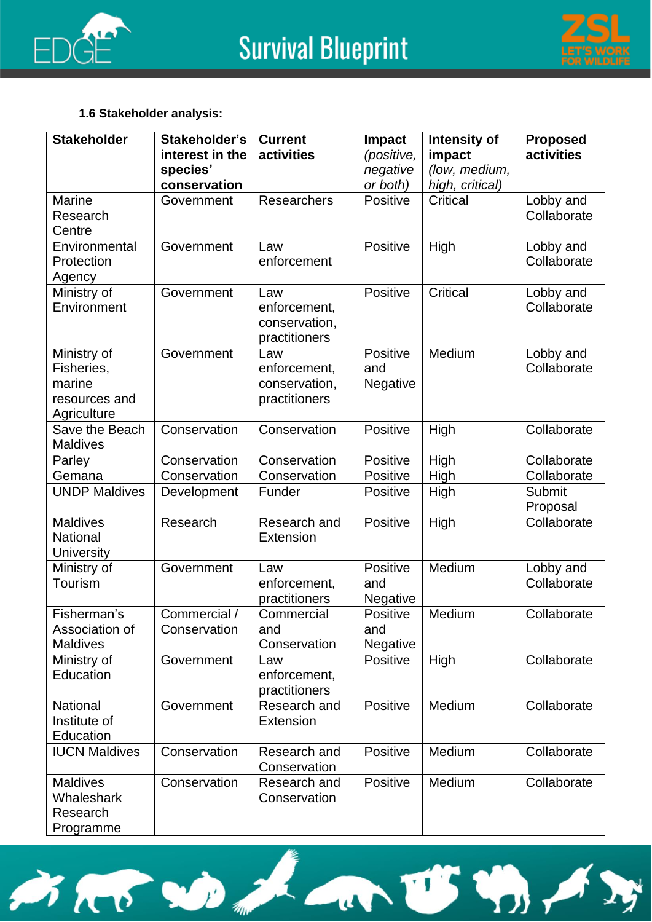**1.6 Stakeholder analysis:**

| Stakeholder | Stakeholder's interest in the species' conservation | Current activities | Impact *(positive, negative or both)* | Intensity of impact *(low, medium, high, critical)* | Proposed activities |
|---|---|---|---|---|---|
| Marine Research Centre | Government | Researchers | Positive | Critical | Lobby and Collaborate |
| Environmental Protection Agency | Government | Law enforcement | Positive | High | Lobby and Collaborate |
| Ministry of Environment | Government | Law enforcement, conservation, practitioners | Positive | Critical | Lobby and Collaborate |
| Ministry of Fisheries, marine resources and Agriculture | Government | Law enforcement, conservation, practitioners | Positive and Negative | Medium | Lobby and Collaborate |
| Save the Beach Maldives | Conservation | Conservation | Positive | High | Collaborate |
| Parley | Conservation | Conservation | Positive | High | Collaborate |
| Gemana | Conservation | Conservation | Positive | High | Collaborate |
| UNDP Maldives | Development | Funder | Positive | High | Submit Proposal |
| Maldives National University | Research | Research and Extension | Positive | High | Collaborate |
| Ministry of Tourism | Government | Law enforcement, practitioners | Positive and Negative | Medium | Lobby and Collaborate |
| Fisherman's Association of Maldives | Commercial / Conservation | Commercial and Conservation | Positive and Negative | Medium | Collaborate |
| Ministry of Education | Government | Law enforcement, practitioners | Positive | High | Collaborate |
| National Institute of Education | Government | Research and Extension | Positive | Medium | Collaborate |
| IUCN Maldives | Conservation | Research and Conservation | Positive | Medium | Collaborate |
| Maldives Whaleshark Research Programme | Conservation | Research and Conservation | Positive | Medium | Collaborate |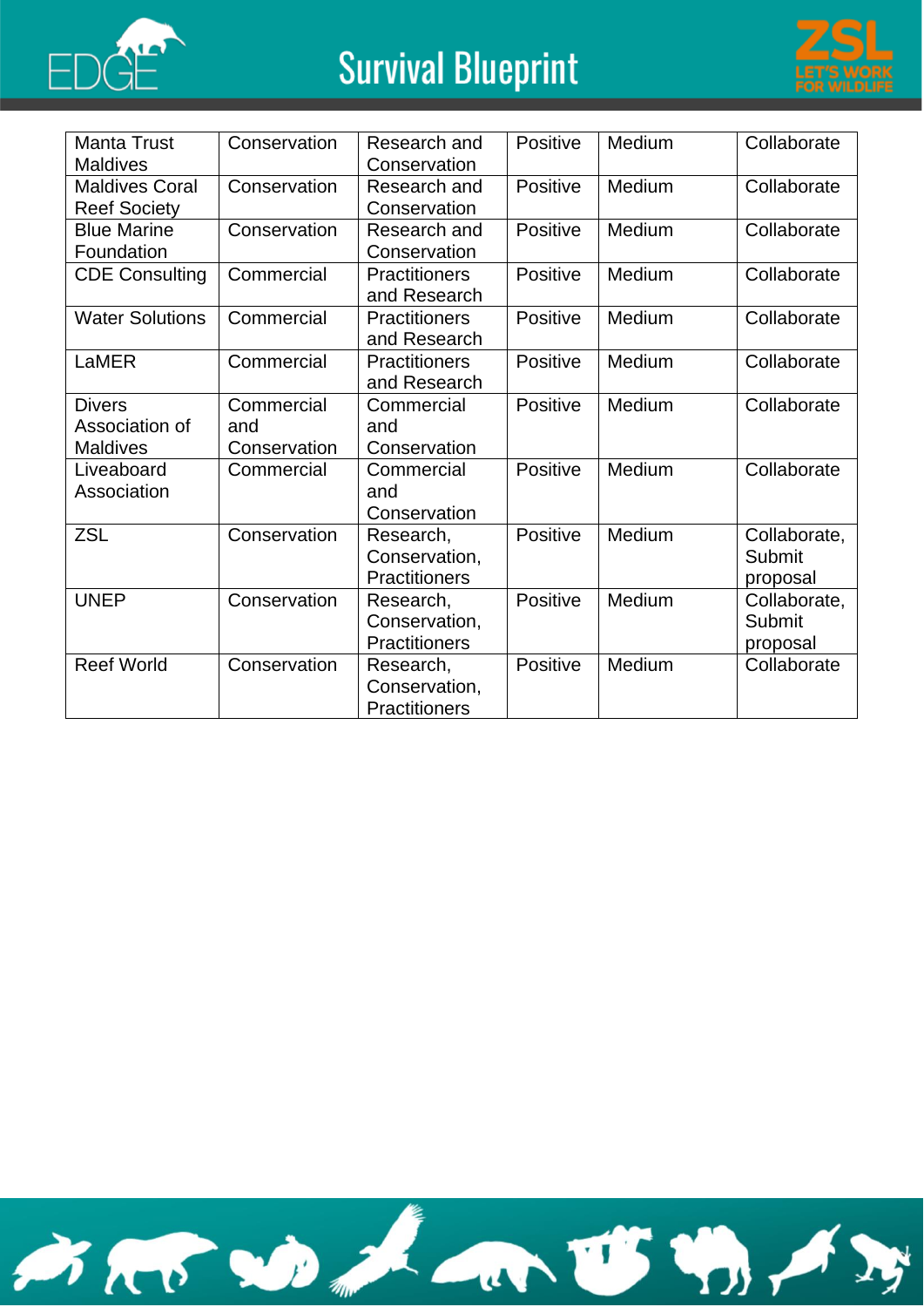| Manta Trust Maldives | Conservation | Research and Conservation | Positive | Medium | Collaborate |
|---|---|---|---|---|---|
| Maldives Coral Reef Society | Conservation | Research and Conservation | Positive | Medium | Collaborate |
| Blue Marine Foundation | Conservation | Research and Conservation | Positive | Medium | Collaborate |
| CDE Consulting | Commercial | Practitioners and Research | Positive | Medium | Collaborate |
| Water Solutions | Commercial | Practitioners and Research | Positive | Medium | Collaborate |
| LaMER | Commercial | Practitioners and Research | Positive | Medium | Collaborate |
| Divers Association of Maldives | Commercial and Conservation | Commercial and Conservation | Positive | Medium | Collaborate |
| Liveaboard Association | Commercial | Commercial and Conservation | Positive | Medium | Collaborate |
| ZSL | Conservation | Research, Conservation, Practitioners | Positive | Medium | Collaborate, Submit proposal |
| UNEP | Conservation | Research, Conservation, Practitioners | Positive | Medium | Collaborate, Submit proposal |
| Reef World | Conservation | Research, Conservation, Practitioners | Positive | Medium | Collaborate |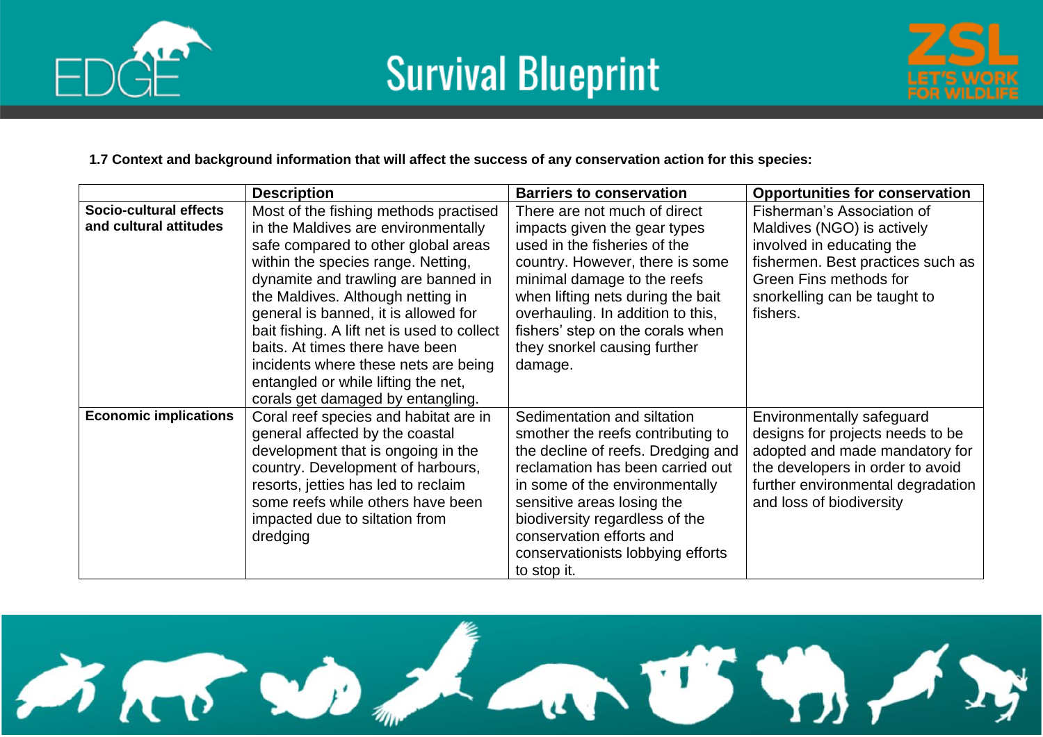**1.7 Context and background information that will affect the success of any conservation action for this species:**

| | Description | Barriers to conservation | Opportunities for conservation |
|---|---|---|---|
| **Socio-cultural effects and cultural attitudes** | Most of the fishing methods practised in the Maldives are environmentally safe compared to other global areas within the species range. Netting, dynamite and trawling are banned in the Maldives. Although netting in general is banned, it is allowed for bait fishing. A lift net is used to collect baits. At times there have been incidents where these nets are being entangled or while lifting the net, corals get damaged by entangling. | There are not much of direct impacts given the gear types used in the fisheries of the country. However, there is some minimal damage to the reefs when lifting nets during the bait overhauling. In addition to this, fishers' step on the corals when they snorkel causing further damage. | Fisherman's Association of Maldives (NGO) is actively involved in educating the fishermen. Best practices such as Green Fins methods for snorkelling can be taught to fishers. |
| **Economic implications** | Coral reef species and habitat are in general affected by the coastal development that is ongoing in the country. Development of harbours, resorts, jetties has led to reclaim some reefs while others have been impacted due to siltation from dredging | Sedimentation and siltation smother the reefs contributing to the decline of reefs. Dredging and reclamation has been carried out in some of the environmentally sensitive areas losing the biodiversity regardless of the conservation efforts and conservationists lobbying efforts to stop it. | Environmentally safeguard designs for projects needs to be adopted and made mandatory for the developers in order to avoid further environmental degradation and loss of biodiversity |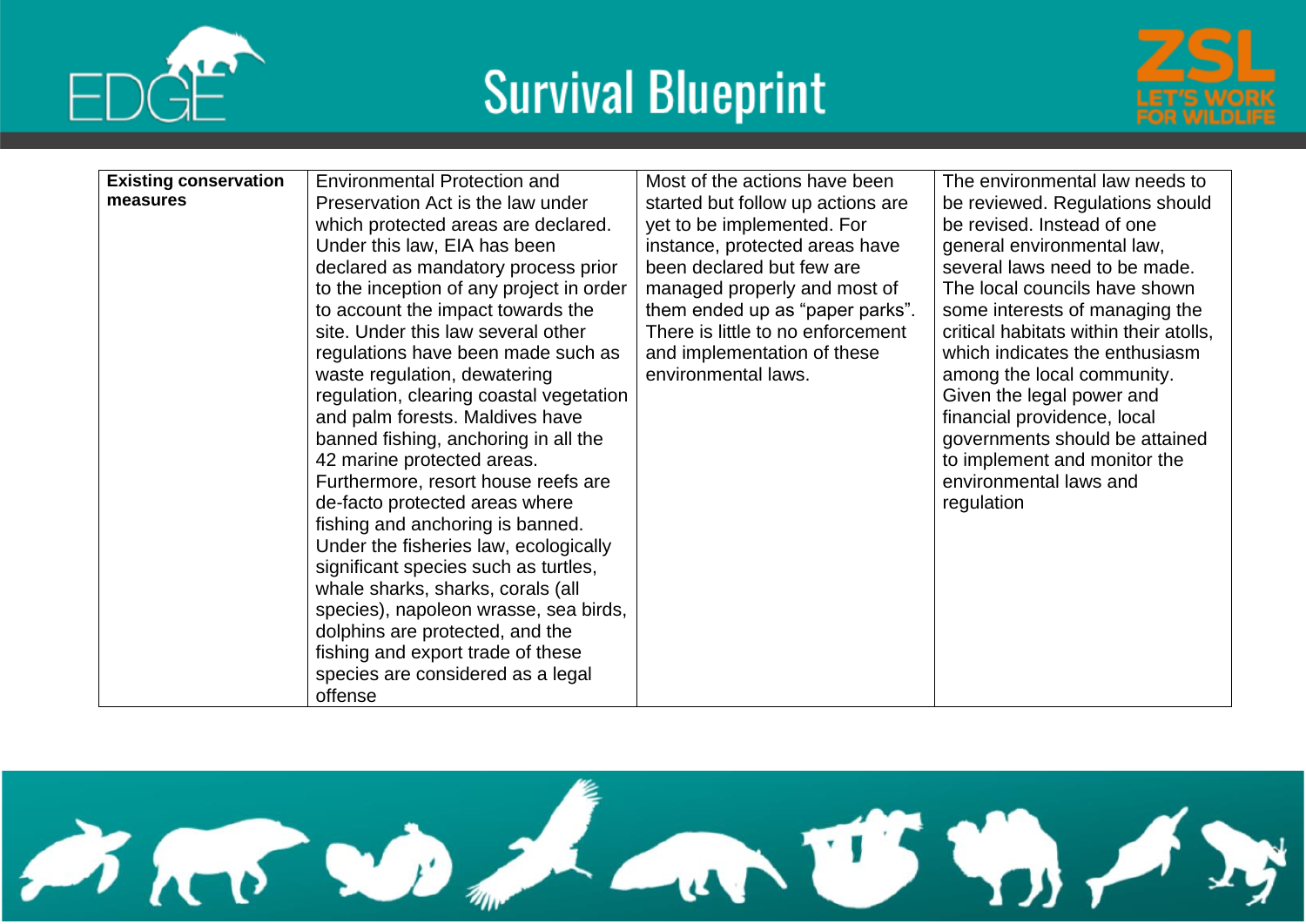| **Existing conservation measures** | Environmental Protection and Preservation Act is the law under which protected areas are declared. Under this law, EIA has been declared as mandatory process prior to the inception of any project in order to account the impact towards the site. Under this law several other regulations have been made such as waste regulation, dewatering regulation, clearing coastal vegetation and palm forests. Maldives have banned fishing, anchoring in all the 42 marine protected areas. Furthermore, resort house reefs are de-facto protected areas where fishing and anchoring is banned. Under the fisheries law, ecologically significant species such as turtles, whale sharks, sharks, corals (all species), napoleon wrasse, sea birds, dolphins are protected, and the fishing and export trade of these species are considered as a legal offense | Most of the actions have been started but follow up actions are yet to be implemented. For instance, protected areas have been declared but few are managed properly and most of them ended up as "paper parks". There is little to no enforcement and implementation of these environmental laws. | The environmental law needs to be reviewed. Regulations should be revised. Instead of one general environmental law, several laws need to be made. The local councils have shown some interests of managing the critical habitats within their atolls, which indicates the enthusiasm among the local community. Given the legal power and financial providence, local governments should be attained to implement and monitor the environmental laws and regulation |
|---|---|---|---|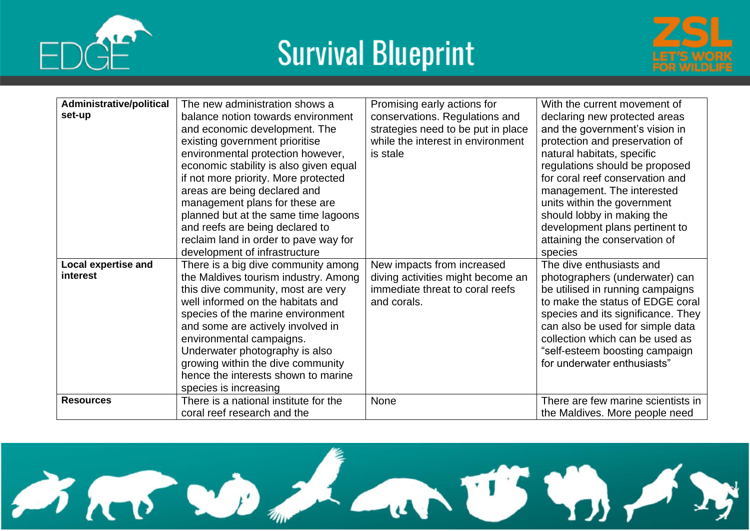| Administrative/political set-up | The new administration shows a balance notion towards environment and economic development. The existing government prioritise environmental protection however, economic stability is also given equal if not more priority. More protected areas are being declared and management plans for these are planned but at the same time lagoons and reefs are being declared to reclaim land in order to pave way for development of infrastructure | Promising early actions for conservations. Regulations and strategies need to be put in place while the interest in environment is stale | With the current movement of declaring new protected areas and the government's vision in protection and preservation of natural habitats, specific regulations should be proposed for coral reef conservation and management. The interested units within the government should lobby in making the development plans pertinent to attaining the conservation of species |
|---|---|---|---|
| **Local expertise and interest** | There is a big dive community among the Maldives tourism industry. Among this dive community, most are very well informed on the habitats and species of the marine environment and some are actively involved in environmental campaigns. Underwater photography is also growing within the dive community hence the interests shown to marine species is increasing | New impacts from increased diving activities might become an immediate threat to coral reefs and corals. | The dive enthusiasts and photographers (underwater) can be utilised in running campaigns to make the status of EDGE coral species and its significance. They can also be used for simple data collection which can be used as "self-esteem boosting campaign for underwater enthusiasts" |
| **Resources** | There is a national institute for the coral reef research and the | None | There are few marine scientists in the Maldives. More people need |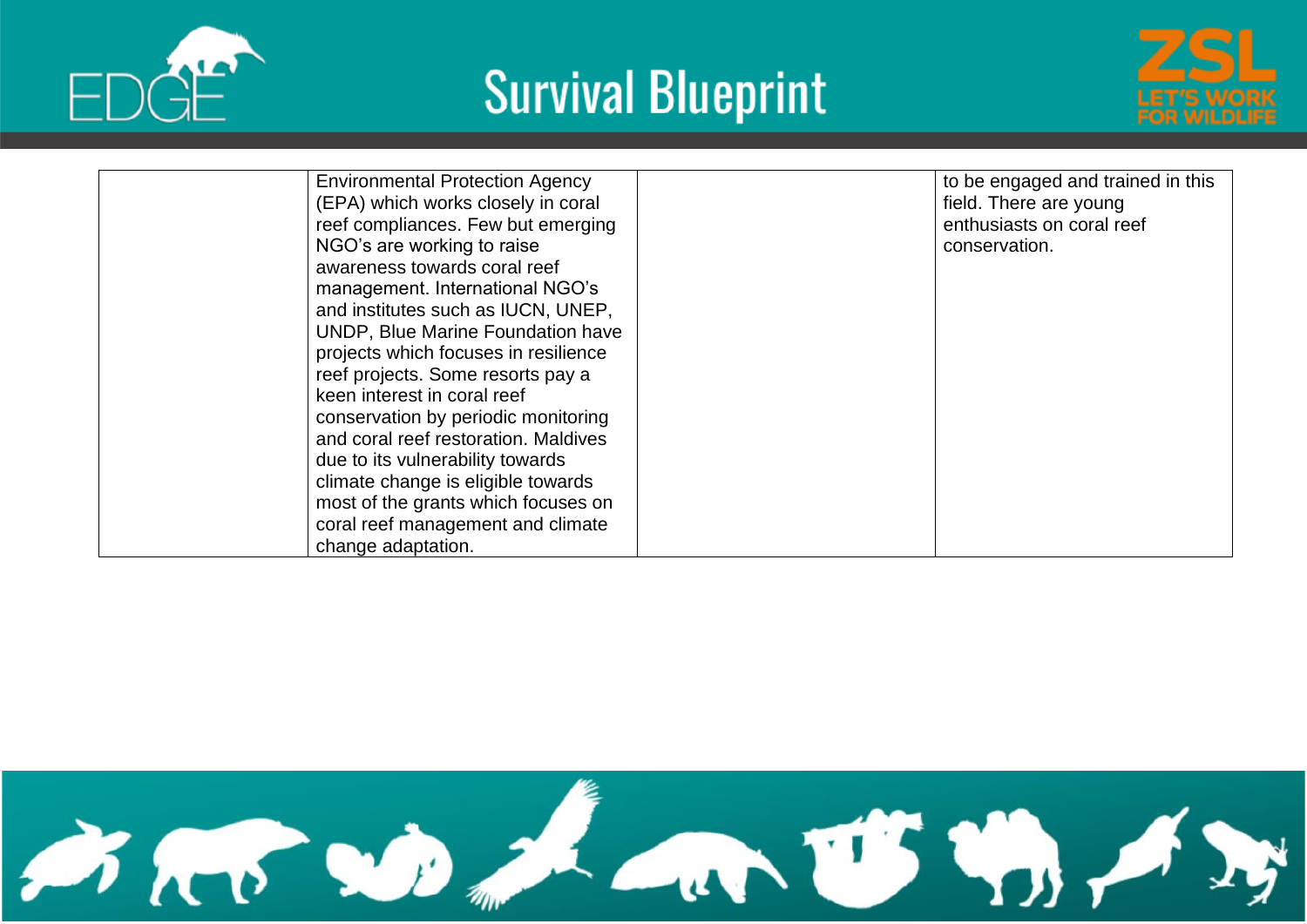|  | Environmental Protection Agency (EPA) which works closely in coral reef compliances. Few but emerging NGO's are working to raise awareness towards coral reef management. International NGO's and institutes such as IUCN, UNEP, UNDP, Blue Marine Foundation have projects which focuses in resilience reef projects. Some resorts pay a keen interest in coral reef conservation by periodic monitoring and coral reef restoration. Maldives due to its vulnerability towards climate change is eligible towards most of the grants which focuses on coral reef management and climate change adaptation. |  | to be engaged and trained in this field. There are young enthusiasts on coral reef conservation. |
|---|---|---|---|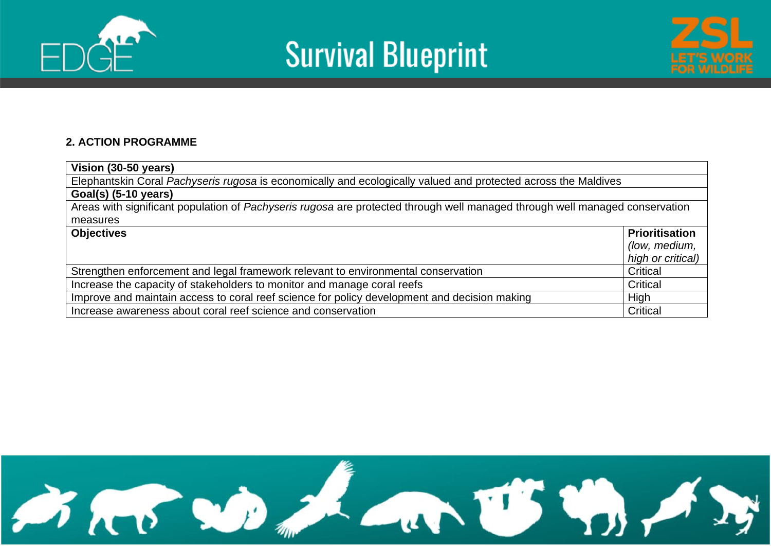## 2. ACTION PROGRAMME

| **Vision (30-50 years)** | |
|---|---|
| Elephantskin Coral *Pachyseris rugosa* is economically and ecologically valued and protected across the Maldives | |
| **Goal(s) (5-10 years)** | |
| Areas with significant population of *Pachyseris rugosa* are protected through well managed through well managed conservation measures | |
| **Objectives** | **Prioritisation** *(low, medium, high or critical)* |
| Strengthen enforcement and legal framework relevant to environmental conservation | Critical |
| Increase the capacity of stakeholders to monitor and manage coral reefs | Critical |
| Improve and maintain access to coral reef science for policy development and decision making | High |
| Increase awareness about coral reef science and conservation | Critical |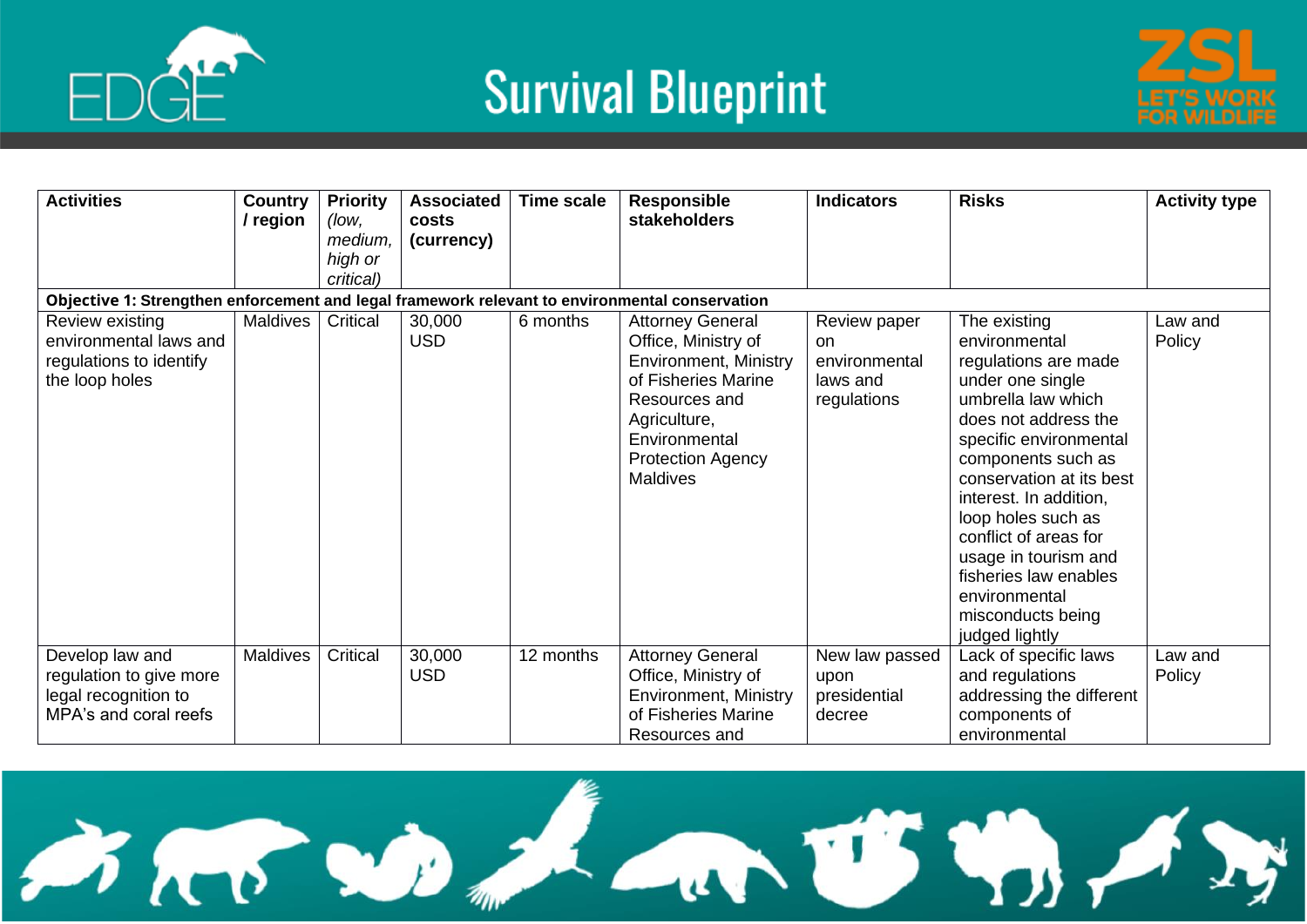| Activities | Country / region | Priority *(low, medium, high or critical)* | Associated costs (currency) | Time scale | Responsible stakeholders | Indicators | Risks | Activity type |
|---|---|---|---|---|---|---|---|---|
| **Objective 1: Strengthen enforcement and legal framework relevant to environmental conservation** | | | | | | | | |
| Review existing environmental laws and regulations to identify the loop holes | Maldives | Critical | 30,000 USD | 6 months | Attorney General Office, Ministry of Environment, Ministry of Fisheries Marine Resources and Agriculture, Environmental Protection Agency Maldives | Review paper on environmental laws and regulations | The existing environmental regulations are made under one single umbrella law which does not address the specific environmental components such as conservation at its best interest. In addition, loop holes such as conflict of areas for usage in tourism and fisheries law enables environmental misconducts being judged lightly | Law and Policy |
| Develop law and regulation to give more legal recognition to MPA's and coral reefs | Maldives | Critical | 30,000 USD | 12 months | Attorney General Office, Ministry of Environment, Ministry of Fisheries Marine Resources and | New law passed upon presidential decree | Lack of specific laws and regulations addressing the different components of environmental | Law and Policy |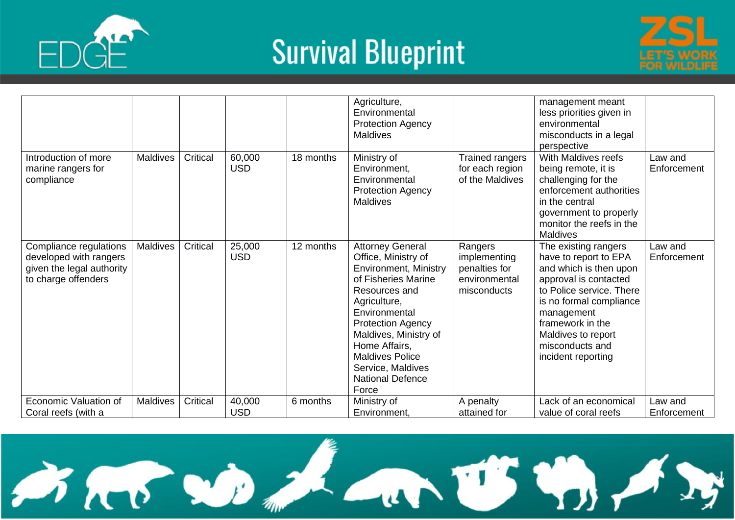| | | | | | | | | |
|---|---|---|---|---|---|---|---|---|
| | | | | | Agriculture, Environmental Protection Agency Maldives | | management meant less priorities given in environmental misconducts in a legal perspective | |
| Introduction of more marine rangers for compliance | Maldives | Critical | 60,000 USD | 18 months | Ministry of Environment, Environmental Protection Agency Maldives | Trained rangers for each region of the Maldives | With Maldives reefs being remote, it is challenging for the enforcement authorities in the central government to properly monitor the reefs in the Maldives | Law and Enforcement |
| Compliance regulations developed with rangers given the legal authority to charge offenders | Maldives | Critical | 25,000 USD | 12 months | Attorney General Office, Ministry of Environment, Ministry of Fisheries Marine Resources and Agriculture, Environmental Protection Agency Maldives, Ministry of Home Affairs, Maldives Police Service, Maldives National Defence Force | Rangers implementing penalties for environmental misconducts | The existing rangers have to report to EPA and which is then upon approval is contacted to Police service. There is no formal compliance management framework in the Maldives to report misconducts and incident reporting | Law and Enforcement |
| Economic Valuation of Coral reefs (with a | Maldives | Critical | 40,000 USD | 6 months | Ministry of Environment, | A penalty attained for | Lack of an economical value of coral reefs | Law and Enforcement |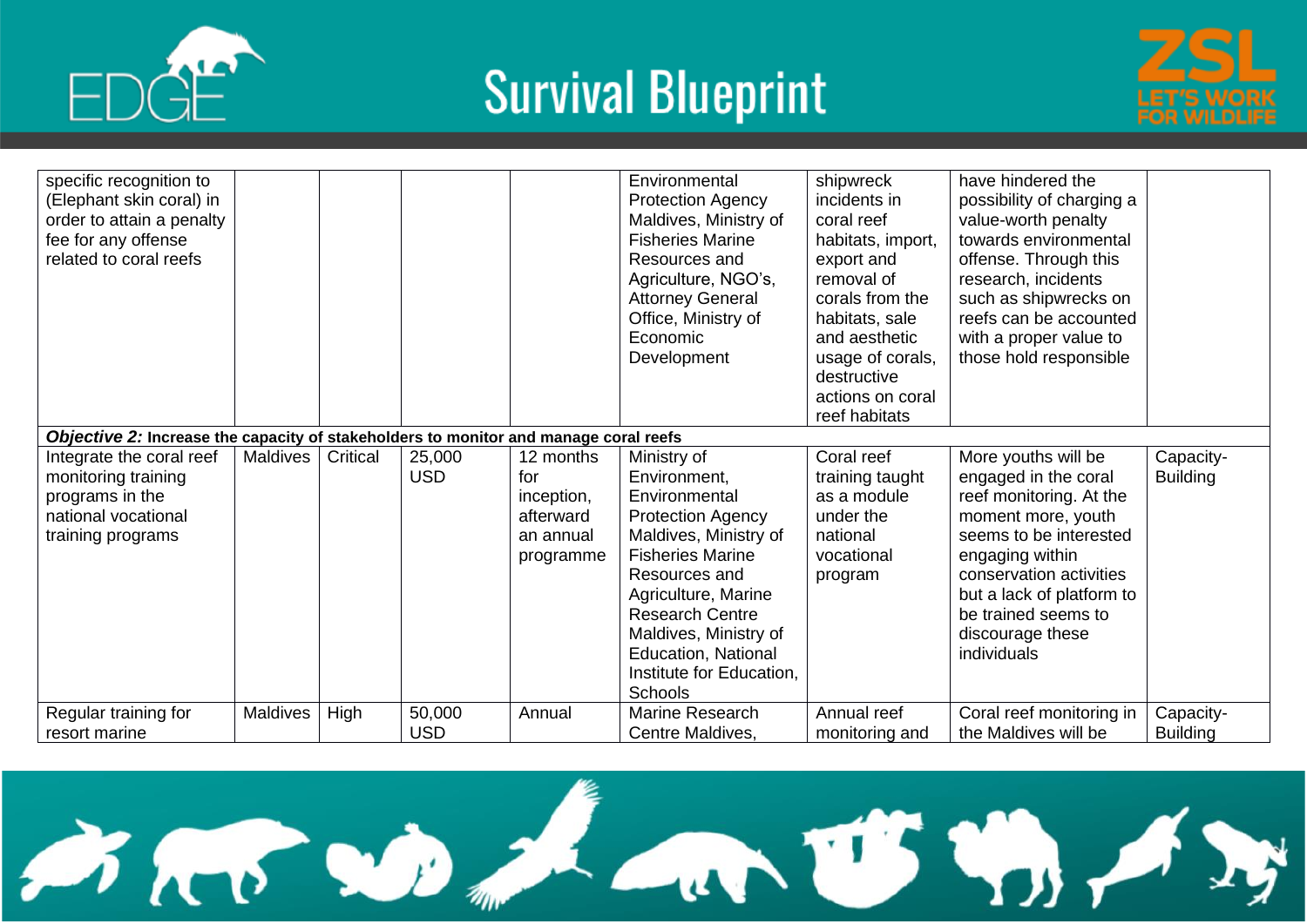| | | | | | | | | |
|---|---|---|---|---|---|---|---|---|
| specific recognition to (Elephant skin coral) in order to attain a penalty fee for any offense related to coral reefs | | | | | Environmental Protection Agency Maldives, Ministry of Fisheries Marine Resources and Agriculture, NGO's, Attorney General Office, Ministry of Economic Development | shipwreck incidents in coral reef habitats, import, export and removal of corals from the habitats, sale and aesthetic usage of corals, destructive actions on coral reef habitats | have hindered the possibility of charging a value-worth penalty towards environmental offense. Through this research, incidents such as shipwrecks on reefs can be accounted with a proper value to those hold responsible | |
| ***Objective 2:* Increase the capacity of stakeholders to monitor and manage coral reefs** | | | | | | | | |
| Integrate the coral reef monitoring training programs in the national vocational training programs | Maldives | Critical | 25,000 USD | 12 months for inception, afterward an annual programme | Ministry of Environment, Environmental Protection Agency Maldives, Ministry of Fisheries Marine Resources and Agriculture, Marine Research Centre Maldives, Ministry of Education, National Institute for Education, Schools | Coral reef training taught as a module under the national vocational program | More youths will be engaged in the coral reef monitoring. At the moment more, youth seems to be interested engaging within conservation activities but a lack of platform to be trained seems to discourage these individuals | Capacity-Building |
| Regular training for resort marine | Maldives | High | 50,000 USD | Annual | Marine Research Centre Maldives, | Annual reef monitoring and | Coral reef monitoring in the Maldives will be | Capacity-Building |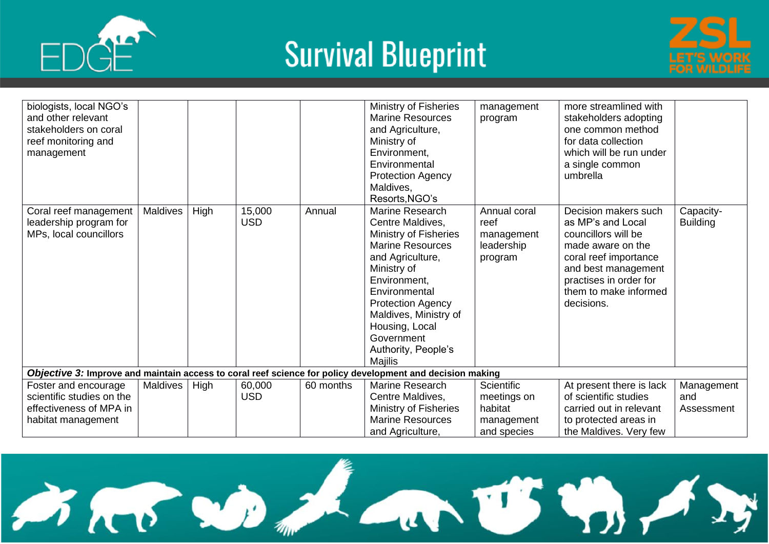| | | | | | | | | |
|---|---|---|---|---|---|---|---|---|
| biologists, local NGO's and other relevant stakeholders on coral reef monitoring and management | | | | | Ministry of Fisheries Marine Resources and Agriculture, Ministry of Environment, Environmental Protection Agency Maldives, Resorts,NGO's | management program | more streamlined with stakeholders adopting one common method for data collection which will be run under a single common umbrella | |
| Coral reef management leadership program for MPs, local councillors | Maldives | High | 15,000 USD | Annual | Marine Research Centre Maldives, Ministry of Fisheries Marine Resources and Agriculture, Ministry of Environment, Environmental Protection Agency Maldives, Ministry of Housing, Local Government Authority, People's Majilis | Annual coral reef management leadership program | Decision makers such as MP's and Local councillors will be made aware on the coral reef importance and best management practises in order for them to make informed decisions. | Capacity-Building |
| ***Objective 3:*** **Improve and maintain access to coral reef science for policy development and decision making** | | | | | | | | |
| Foster and encourage scientific studies on the effectiveness of MPA in habitat management | Maldives | High | 60,000 USD | 60 months | Marine Research Centre Maldives, Ministry of Fisheries Marine Resources and Agriculture, | Scientific meetings on habitat management and species | At present there is lack of scientific studies carried out in relevant to protected areas in the Maldives. Very few | Management and Assessment |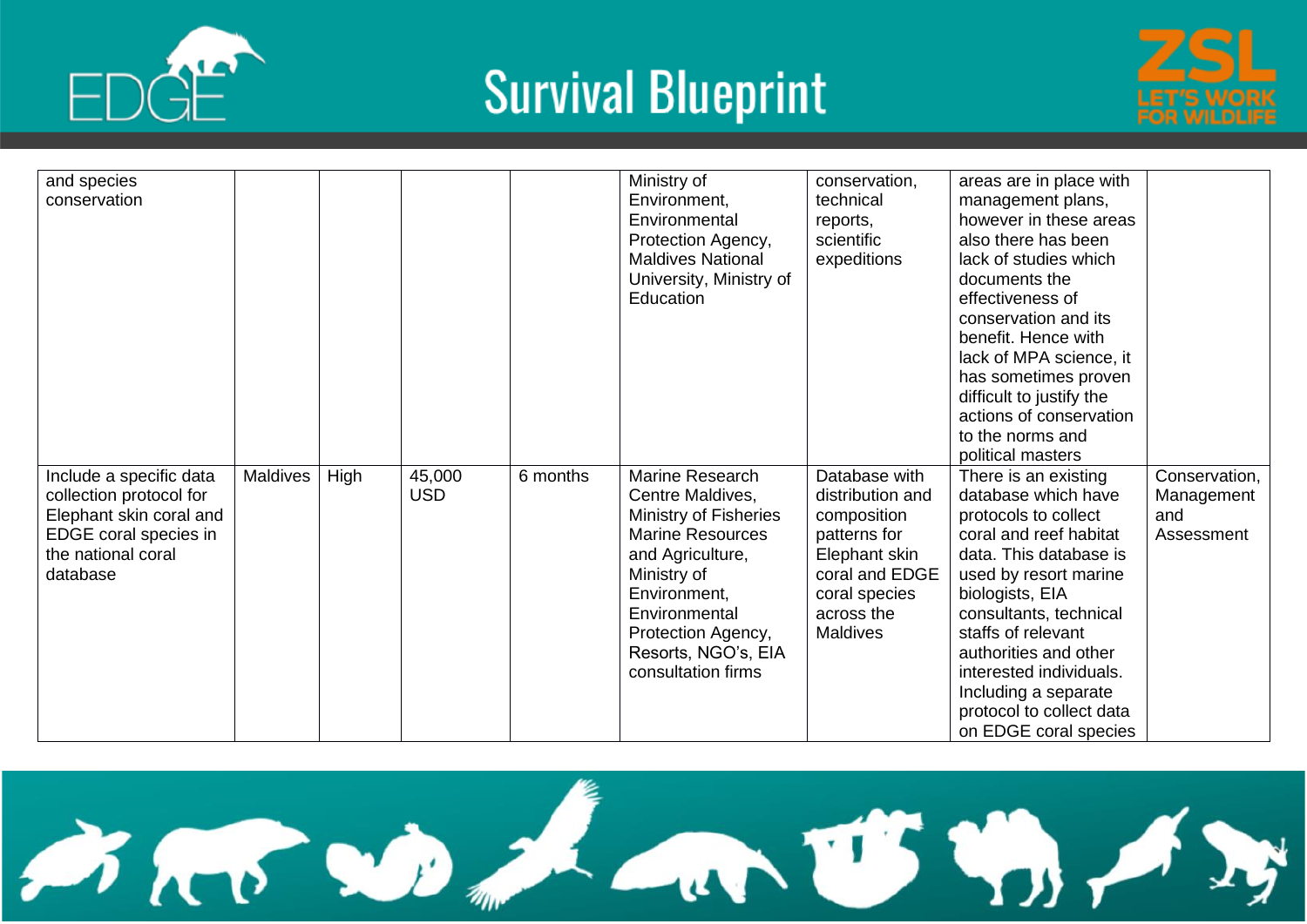| | | | | | | | | |
|---|---|---|---|---|---|---|---|---|
| and species conservation | | | | | Ministry of Environment, Environmental Protection Agency, Maldives National University, Ministry of Education | conservation, technical reports, scientific expeditions | areas are in place with management plans, however in these areas also there has been lack of studies which documents the effectiveness of conservation and its benefit. Hence with lack of MPA science, it has sometimes proven difficult to justify the actions of conservation to the norms and political masters | |
| Include a specific data collection protocol for Elephant skin coral and EDGE coral species in the national coral database | Maldives | High | 45,000 USD | 6 months | Marine Research Centre Maldives, Ministry of Fisheries Marine Resources and Agriculture, Ministry of Environment, Environmental Protection Agency, Resorts, NGO's, EIA consultation firms | Database with distribution and composition patterns for Elephant skin coral and EDGE coral species across the Maldives | There is an existing database which have protocols to collect coral and reef habitat data. This database is used by resort marine biologists, EIA consultants, technical staffs of relevant authorities and other interested individuals. Including a separate protocol to collect data on EDGE coral species | Conservation, Management and Assessment |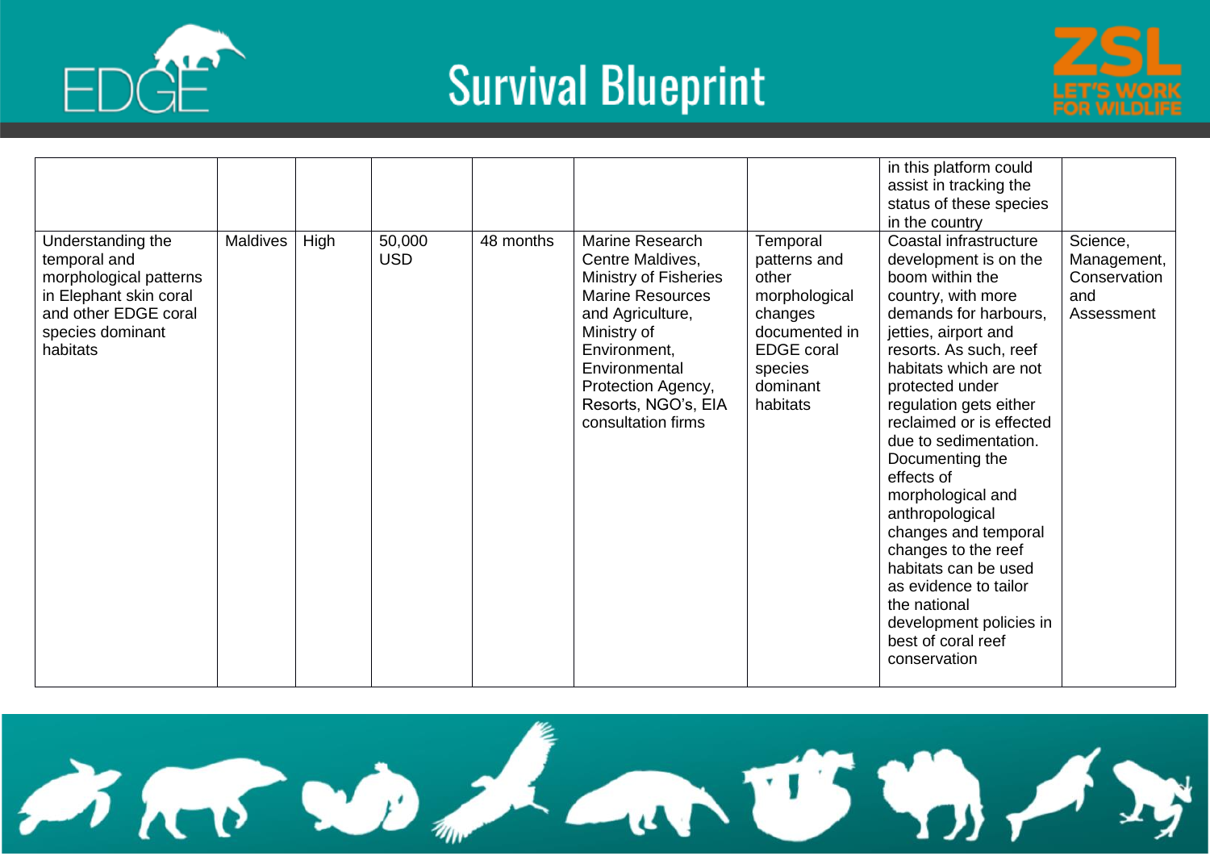| | | | | | | | | |
|---|---|---|---|---|---|---|---|---|
| | | | | | | | in this platform could assist in tracking the status of these species in the country | |
| Understanding the temporal and morphological patterns in Elephant skin coral and other EDGE coral species dominant habitats | Maldives | High | 50,000 USD | 48 months | Marine Research Centre Maldives, Ministry of Fisheries Marine Resources and Agriculture, Ministry of Environment, Environmental Protection Agency, Resorts, NGO's, EIA consultation firms | Temporal patterns and other morphological changes documented in EDGE coral species dominant habitats | Coastal infrastructure development is on the boom within the country, with more demands for harbours, jetties, airport and resorts. As such, reef habitats which are not protected under regulation gets either reclaimed or is effected due to sedimentation. Documenting the effects of morphological and anthropological changes and temporal changes to the reef habitats can be used as evidence to tailor the national development policies in best of coral reef conservation | Science, Management, Conservation and Assessment |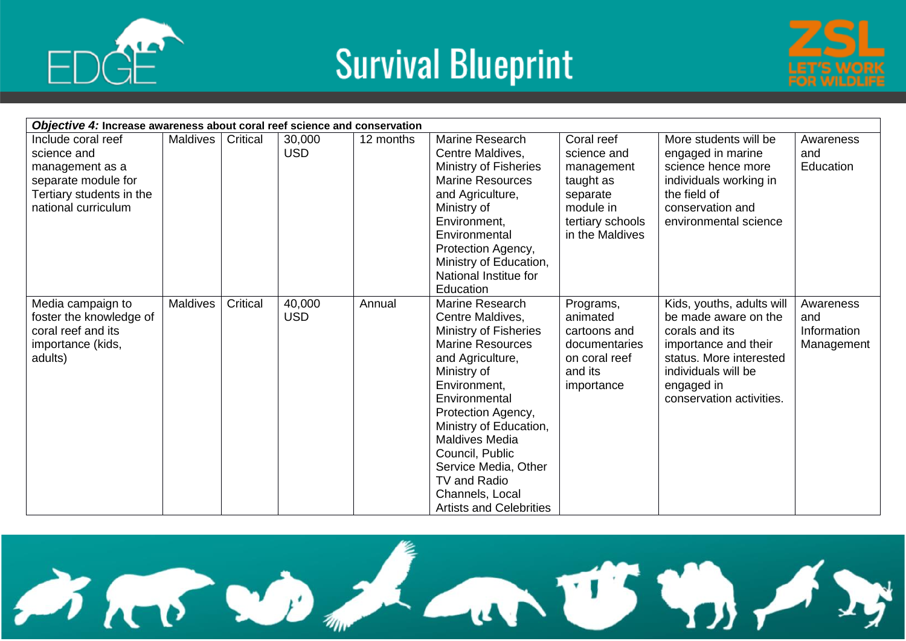| ***Objective 4:*** **Increase awareness about coral reef science and conservation** | | | | | | | | |
|---|---|---|---|---|---|---|---|---|
| Include coral reef science and management as a separate module for Tertiary students in the national curriculum | Maldives | Critical | 30,000 USD | 12 months | Marine Research Centre Maldives, Ministry of Fisheries Marine Resources and Agriculture, Ministry of Environment, Environmental Protection Agency, Ministry of Education, National Institue for Education | Coral reef science and management taught as separate module in tertiary schools in the Maldives | More students will be engaged in marine science hence more individuals working in the field of conservation and environmental science | Awareness and Education |
| Media campaign to foster the knowledge of coral reef and its importance (kids, adults) | Maldives | Critical | 40,000 USD | Annual | Marine Research Centre Maldives, Ministry of Fisheries Marine Resources and Agriculture, Ministry of Environment, Environmental Protection Agency, Ministry of Education, Maldives Media Council, Public Service Media, Other TV and Radio Channels, Local Artists and Celebrities | Programs, animated cartoons and documentaries on coral reef and its importance | Kids, youths, adults will be made aware on the corals and its importance and their status. More interested individuals will be engaged in conservation activities. | Awareness and Information Management |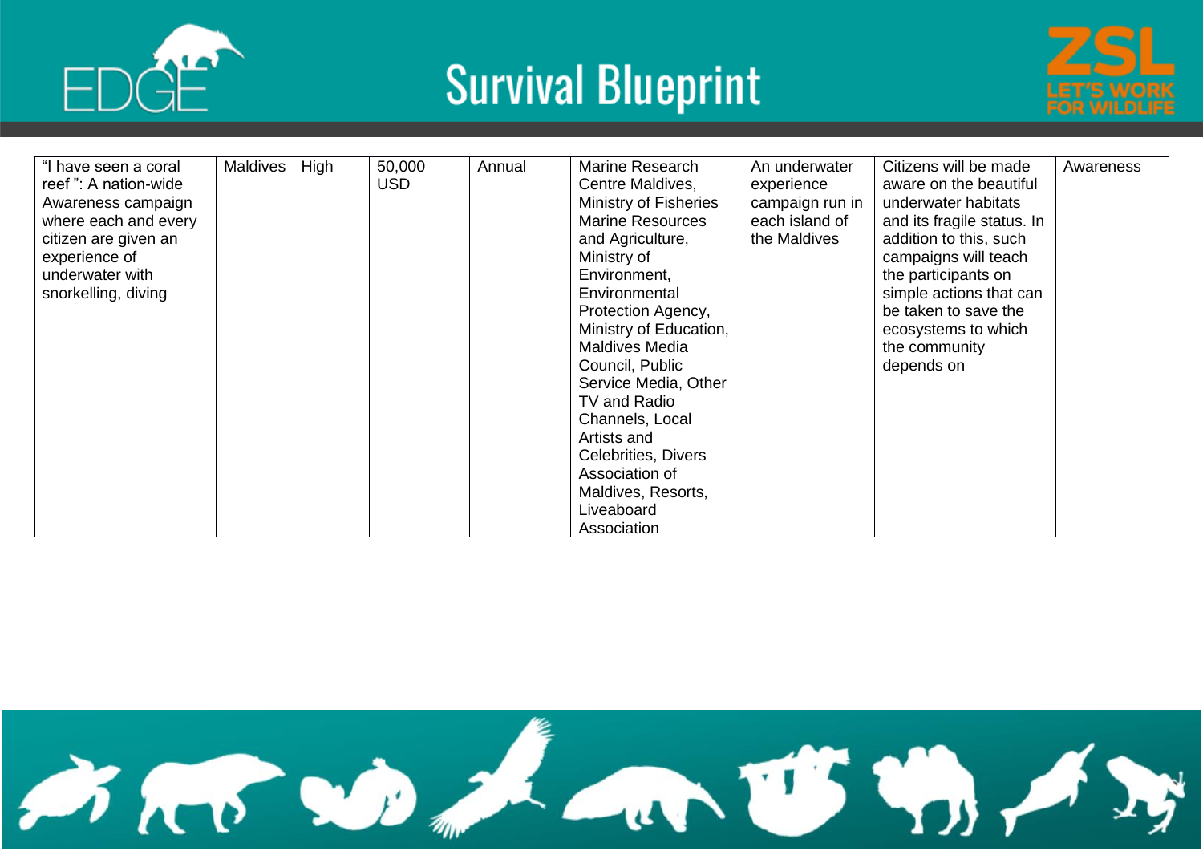| “I have seen a coral reef ”: A nation-wide Awareness campaign where each and every citizen are given an experience of underwater with snorkelling, diving | Maldives | High | 50,000 USD | Annual | Marine Research Centre Maldives, Ministry of Fisheries Marine Resources and Agriculture, Ministry of Environment, Environmental Protection Agency, Ministry of Education, Maldives Media Council, Public Service Media, Other TV and Radio Channels, Local Artists and Celebrities, Divers Association of Maldives, Resorts, Liveaboard Association | An underwater experience campaign run in each island of the Maldives | Citizens will be made aware on the beautiful underwater habitats and its fragile status. In addition to this, such campaigns will teach the participants on simple actions that can be taken to save the ecosystems to which the community depends on | Awareness |
|---|---|---|---|---|---|---|---|---|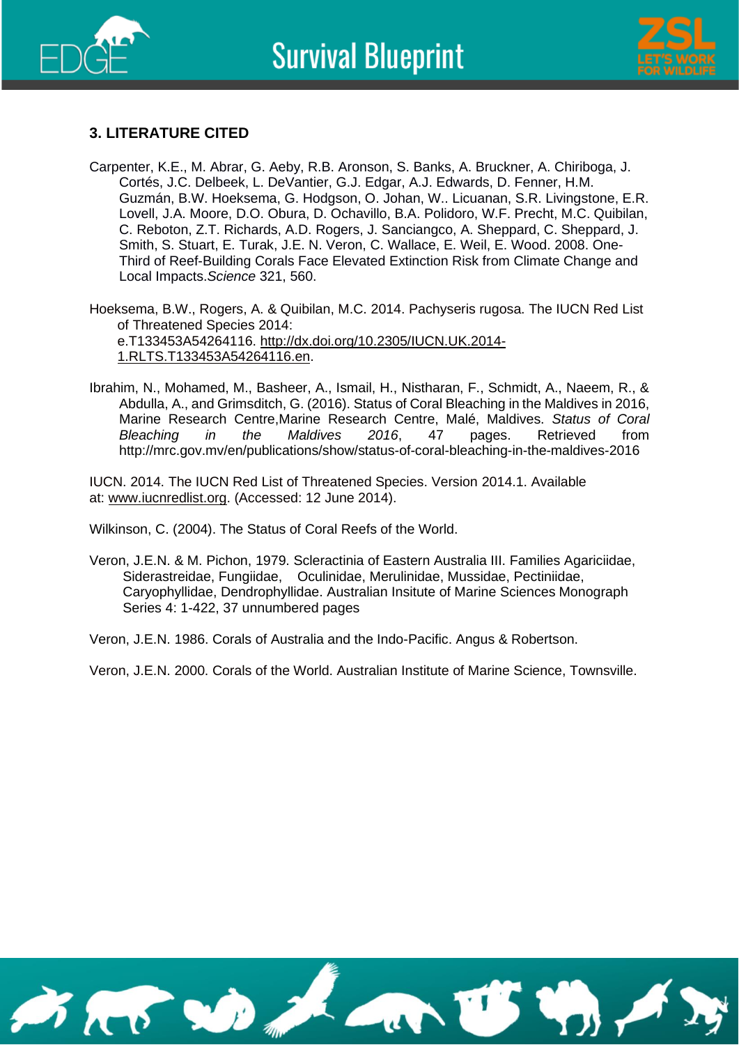## 3. LITERATURE CITED

Carpenter, K.E., M. Abrar, G. Aeby, R.B. Aronson, S. Banks, A. Bruckner, A. Chiriboga, J. Cortés, J.C. Delbeek, L. DeVantier, G.J. Edgar, A.J. Edwards, D. Fenner, H.M. Guzmán, B.W. Hoeksema, G. Hodgson, O. Johan, W.. Licuanan, S.R. Livingstone, E.R. Lovell, J.A. Moore, D.O. Obura, D. Ochavillo, B.A. Polidoro, W.F. Precht, M.C. Quibilan, C. Reboton, Z.T. Richards, A.D. Rogers, J. Sanciangco, A. Sheppard, C. Sheppard, J. Smith, S. Stuart, E. Turak, J.E. N. Veron, C. Wallace, E. Weil, E. Wood. 2008. One-Third of Reef-Building Corals Face Elevated Extinction Risk from Climate Change and Local Impacts.*Science* 321, 560.

Hoeksema, B.W., Rogers, A. & Quibilan, M.C. 2014. Pachyseris rugosa. The IUCN Red List of Threatened Species 2014: e.T133453A54264116. http://dx.doi.org/10.2305/IUCN.UK.2014-1.RLTS.T133453A54264116.en.

Ibrahim, N., Mohamed, M., Basheer, A., Ismail, H., Nistharan, F., Schmidt, A., Naeem, R., & Abdulla, A., and Grimsditch, G. (2016). Status of Coral Bleaching in the Maldives in 2016, Marine Research Centre,Marine Research Centre, Malé, Maldives. *Status of Coral Bleaching in the Maldives 2016*, 47 pages. Retrieved from http://mrc.gov.mv/en/publications/show/status-of-coral-bleaching-in-the-maldives-2016

IUCN. 2014. The IUCN Red List of Threatened Species. Version 2014.1. Available at: www.iucnredlist.org. (Accessed: 12 June 2014).

Wilkinson, C. (2004). The Status of Coral Reefs of the World.

Veron, J.E.N. & M. Pichon, 1979. Scleractinia of Eastern Australia III. Families Agariciidae, Siderastreidae, Fungiidae, Oculinidae, Merulinidae, Mussidae, Pectiniidae, Caryophyllidae, Dendrophylliidae. Australian Insitute of Marine Sciences Monograph Series 4: 1-422, 37 unnumbered pages

Veron, J.E.N. 1986. Corals of Australia and the Indo-Pacific. Angus & Robertson.

Veron, J.E.N. 2000. Corals of the World. Australian Institute of Marine Science, Townsville.